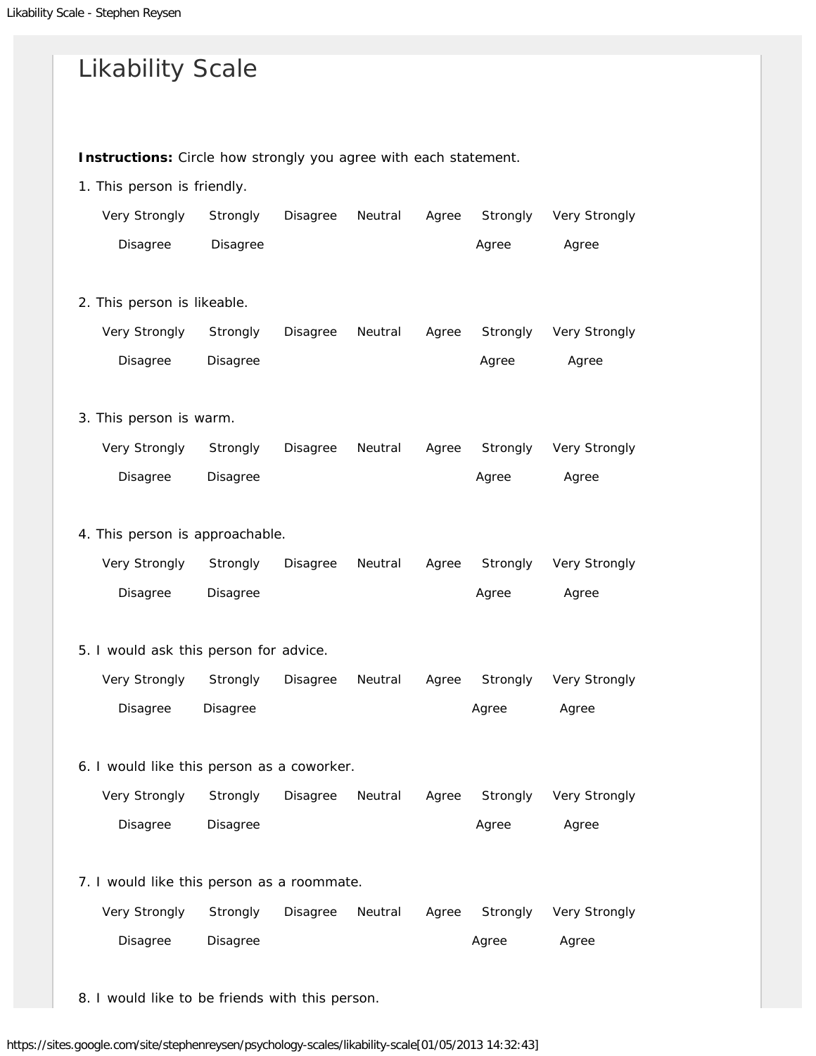# Likability Scale

**Instructions:** Circle how strongly you agree with each statement.

1. This person is friendly.

| Very Strongly Disagree | Strongly Disagree | Disagree | Neutral | Agree | Strongly Agree | Very Strongly Agree |
|---|---|---|---|---|---|---|

2. This person is likeable.

| Very Strongly Disagree | Strongly Disagree | Disagree | Neutral | Agree | Strongly Agree | Very Strongly Agree |
|---|---|---|---|---|---|---|

3. This person is warm.

| Very Strongly Disagree | Strongly Disagree | Disagree | Neutral | Agree | Strongly Agree | Very Strongly Agree |
|---|---|---|---|---|---|---|

4. This person is approachable.

| Very Strongly Disagree | Strongly Disagree | Disagree | Neutral | Agree | Strongly Agree | Very Strongly Agree |
|---|---|---|---|---|---|---|

5. I would ask this person for advice.

| Very Strongly Disagree | Strongly Disagree | Disagree | Neutral | Agree | Strongly Agree | Very Strongly Agree |
|---|---|---|---|---|---|---|

6. I would like this person as a coworker.

| Very Strongly Disagree | Strongly Disagree | Disagree | Neutral | Agree | Strongly Agree | Very Strongly Agree |
|---|---|---|---|---|---|---|

7. I would like this person as a roommate.

| Very Strongly Disagree | Strongly Disagree | Disagree | Neutral | Agree | Strongly Agree | Very Strongly Agree |
|---|---|---|---|---|---|---|

8. I would like to be friends with this person.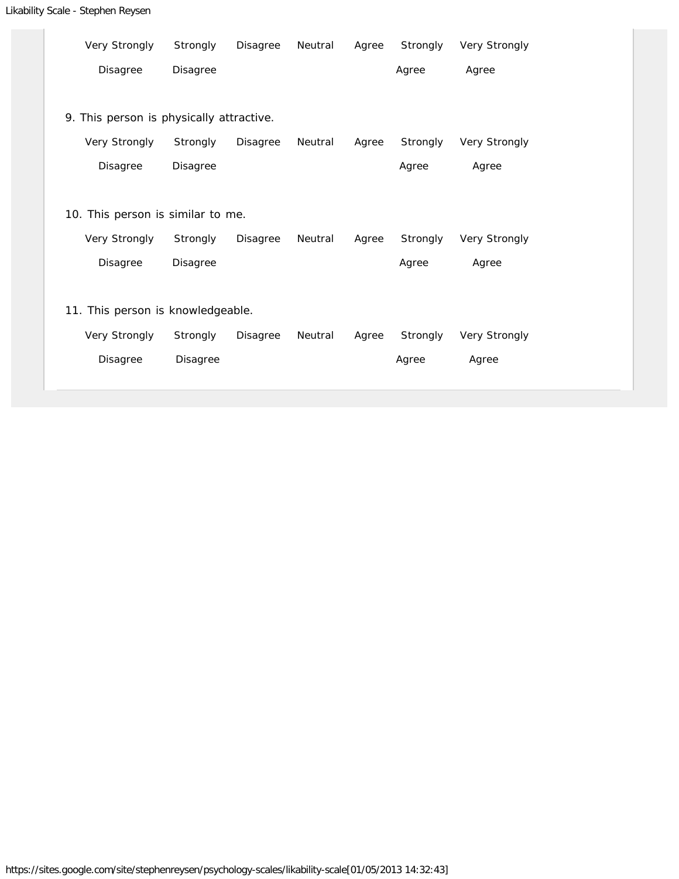Very Strongly Disagree | Strongly Disagree | Disagree | Neutral | Agree | Strongly Agree | Very Strongly Agree

9. This person is physically attractive.

Very Strongly Disagree | Strongly Disagree | Disagree | Neutral | Agree | Strongly Agree | Very Strongly Agree

10. This person is similar to me.

Very Strongly Disagree | Strongly Disagree | Disagree | Neutral | Agree | Strongly Agree | Very Strongly Agree

11. This person is knowledgeable.

Very Strongly Disagree | Strongly Disagree | Disagree | Neutral | Agree | Strongly Agree | Very Strongly Agree